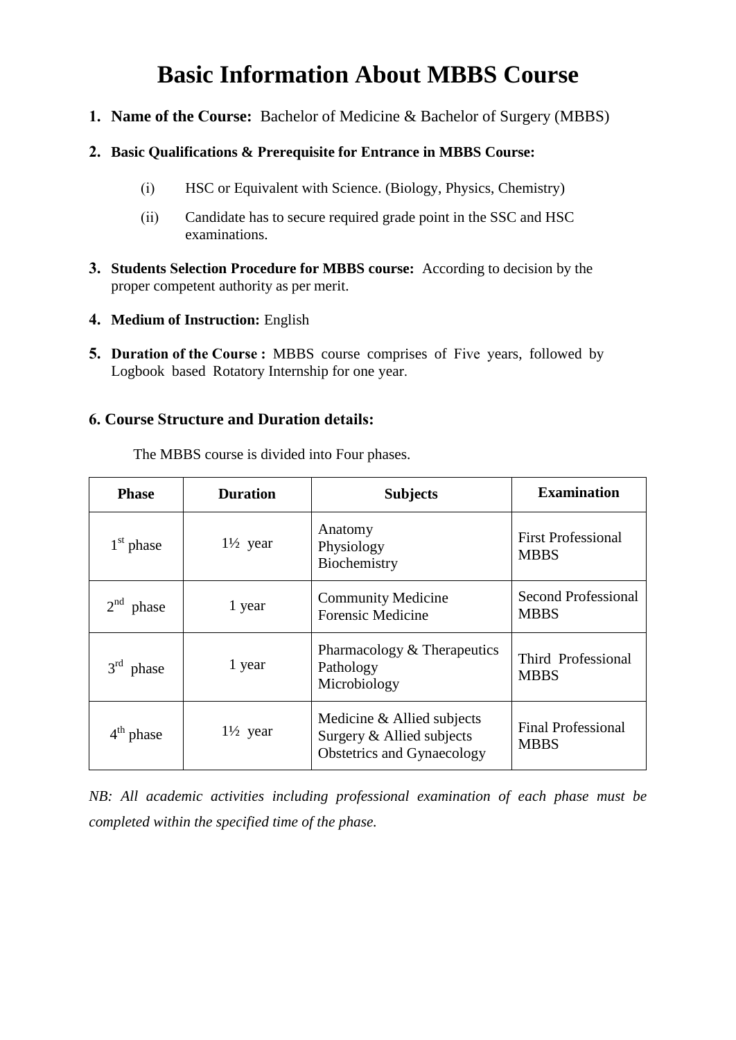# Basic Information About MBBS Course

1. **Name of the Course:** Bachelor of Medicine & Bachelor of Surgery (MBBS)

2. **Basic Qualifications & Prerequisite for Entrance in MBBS Course:**

   (i) HSC or Equivalent with Science. (Biology, Physics, Chemistry)

   (ii) Candidate has to secure required grade point in the SSC and HSC examinations.

3. **Students Selection Procedure for MBBS course:** According to decision by the proper competent authority as per merit.

4. **Medium of Instruction:** English

5. **Duration of the Course :** MBBS course comprises of Five years, followed by Logbook based Rotatory Internship for one year.

### 6. Course Structure and Duration details:

The MBBS course is divided into Four phases.

| Phase | Duration | Subjects | Examination |
|---|---|---|---|
| 1st phase | 1½ year | Anatomy<br>Physiology<br>Biochemistry | First Professional MBBS |
| 2nd phase | 1 year | Community Medicine<br>Forensic Medicine | Second Professional MBBS |
| 3rd phase | 1 year | Pharmacology & Therapeutics<br>Pathology<br>Microbiology | Third Professional MBBS |
| 4th phase | 1½ year | Medicine & Allied subjects<br>Surgery & Allied subjects<br>Obstetrics and Gynaecology | Final Professional MBBS |

*NB: All academic activities including professional examination of each phase must be completed within the specified time of the phase.*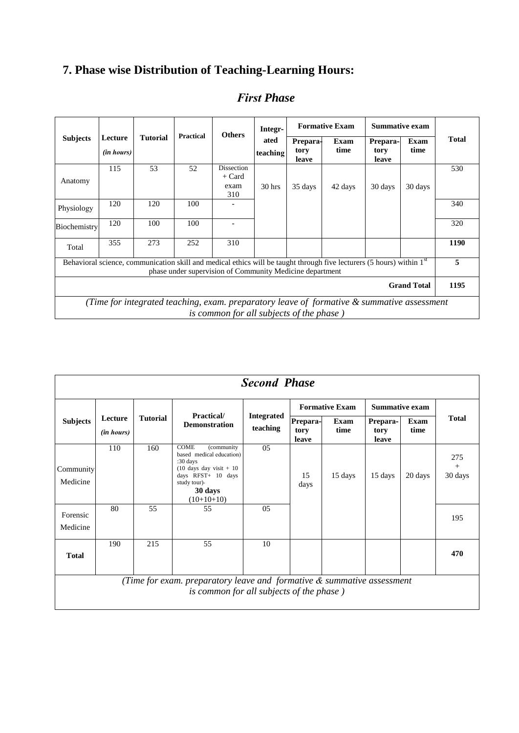## 7. Phase wise Distribution of Teaching-Learning Hours:

### *First Phase*

| Subjects | Lecture *(in hours)* | Tutorial | Practical | Others | Integrated teaching | Formative Exam | | Summative exam | | Total |
|---|---|---|---|---|---|---|---|---|---|---|
| | | | | | | Preparatory leave | Exam time | Preparatory leave | Exam time | |
| Anatomy | 115 | 53 | 52 | Dissection + Card exam 310 | 30 hrs | 35 days | 42 days | 30 days | 30 days | 530 |
| Physiology | 120 | 120 | 100 | - | | | | | | 340 |
| Biochemistry | 120 | 100 | 100 | - | | | | | | 320 |
| Total | 355 | 273 | 252 | 310 | | | | | | **1190** |
| Behavioral science, communication skill and medical ethics will be taught through five lecturers (5 hours) within 1[st] phase under supervision of Community Medicine department | | | | | | | | | | **5** |
| | | | | | | | | | **Grand Total** | **1195** |
| *(Time for integrated teaching, exam. preparatory leave of formative & summative assessment is common for all subjects of the phase )* | | | | | | | | | | |

### *Second Phase*

| Subjects | Lecture *(in hours)* | Tutorial | Practical/ Demonstration | Integrated teaching | Formative Exam | | Summative exam | | Total |
|---|---|---|---|---|---|---|---|---|---|
| | | | | | Preparatory leave | Exam time | Preparatory leave | Exam time | |
| Community Medicine | 110 | 160 | COME (community based medical education) :30 days (10 days day visit + 10 days RFST+ 10 days study tour)- **30 days** (10+10+10) | 05 | 15 days | 15 days | 15 days | 20 days | 275 + 30 days |
| Forensic Medicine | 80 | 55 | 55 | 05 | | | | | 195 |
| **Total** | 190 | 215 | 55 | 10 | | | | | **470** |
| *(Time for exam. preparatory leave and formative & summative assessment is common for all subjects of the phase )* | | | | | | | | | |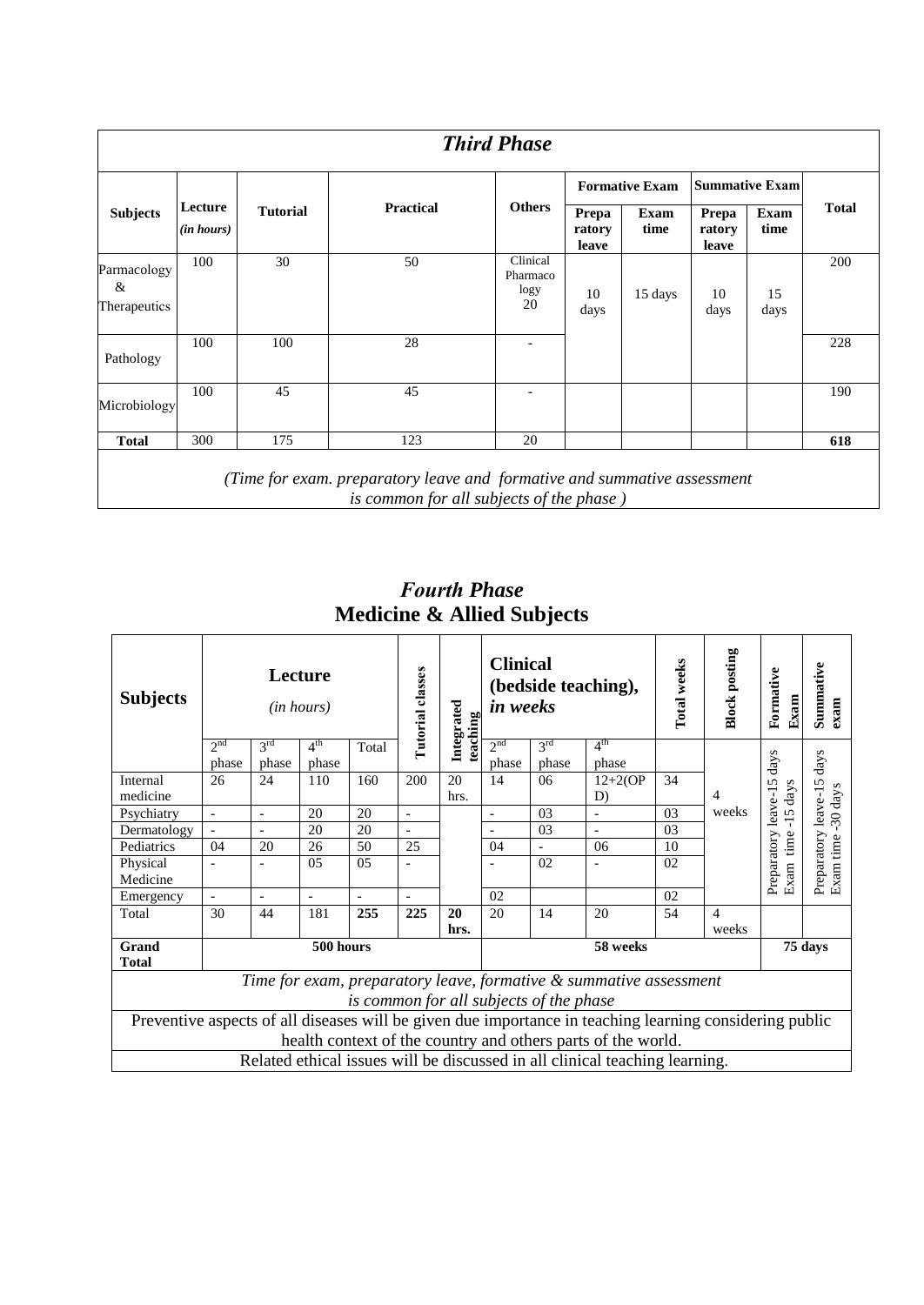## *Third Phase*

| Subjects | Lecture *(in hours)* | Tutorial | Practical | Others | Formative Exam | | Summative Exam | | Total |
|---|---|---|---|---|---|---|---|---|---|
| | | | | | Preparatory leave | Exam time | Preparatory leave | Exam time | |
| Parmacology & Therapeutics | 100 | 30 | 50 | Clinical Pharmacology 20 | 10 days | 15 days | 10 days | 15 days | 200 |
| Pathology | 100 | 100 | 28 | - | | | | | 228 |
| Microbiology | 100 | 45 | 45 | - | | | | | 190 |
| **Total** | 300 | 175 | 123 | 20 | | | | | **618** |

*(Time for exam. preparatory leave and formative and summative assessment is common for all subjects of the phase )*

## *Fourth Phase*
### Medicine & Allied Subjects

| **Subjects** | **Lecture** *(in hours)* | | | | **Tutorial classes** | **Integrated teaching** | **Clinical (bedside teaching),** *in weeks* | | | **Total weeks** | **Block posting** | **Formative Exam** | **Summative exam** |
|---|---|---|---|---|---|---|---|---|---|---|---|---|---|
| | 2nd phase | 3rd phase | 4th phase | Total | | | 2nd phase | 3rd phase | 4th phase | | | | |
| Internal medicine | 26 | 24 | 110 | 160 | 200 | 20 hrs. | 14 | 06 | 12+2(OPD) | 34 | 4 weeks | Preparatory leave-15 days Exam time -15 days | Preparatory leave-15 days Exam time -30 days |
| Psychiatry | - | - | 20 | 20 | - | | - | 03 | - | 03 | | | |
| Dermatology | - | - | 20 | 20 | - | | - | 03 | - | 03 | | | |
| Pediatrics | 04 | 20 | 26 | 50 | 25 | | 04 | - | 06 | 10 | | | |
| Physical Medicine | - | - | 05 | 05 | - | | - | 02 | - | 02 | | | |
| Emergency | - | - | - | - | - | | 02 | | | 02 | | | |
| Total | 30 | 44 | 181 | **255** | **225** | **20 hrs.** | 20 | 14 | 20 | 54 | 4 weeks | | |
| **Grand Total** | **500 hours** | | | | | | **58 weeks** | | | | | **75 days** | |

*Time for exam, preparatory leave, formative & summative assessment is common for all subjects of the phase*

Preventive aspects of all diseases will be given due importance in teaching learning considering public health context of the country and others parts of the world.

Related ethical issues will be discussed in all clinical teaching learning.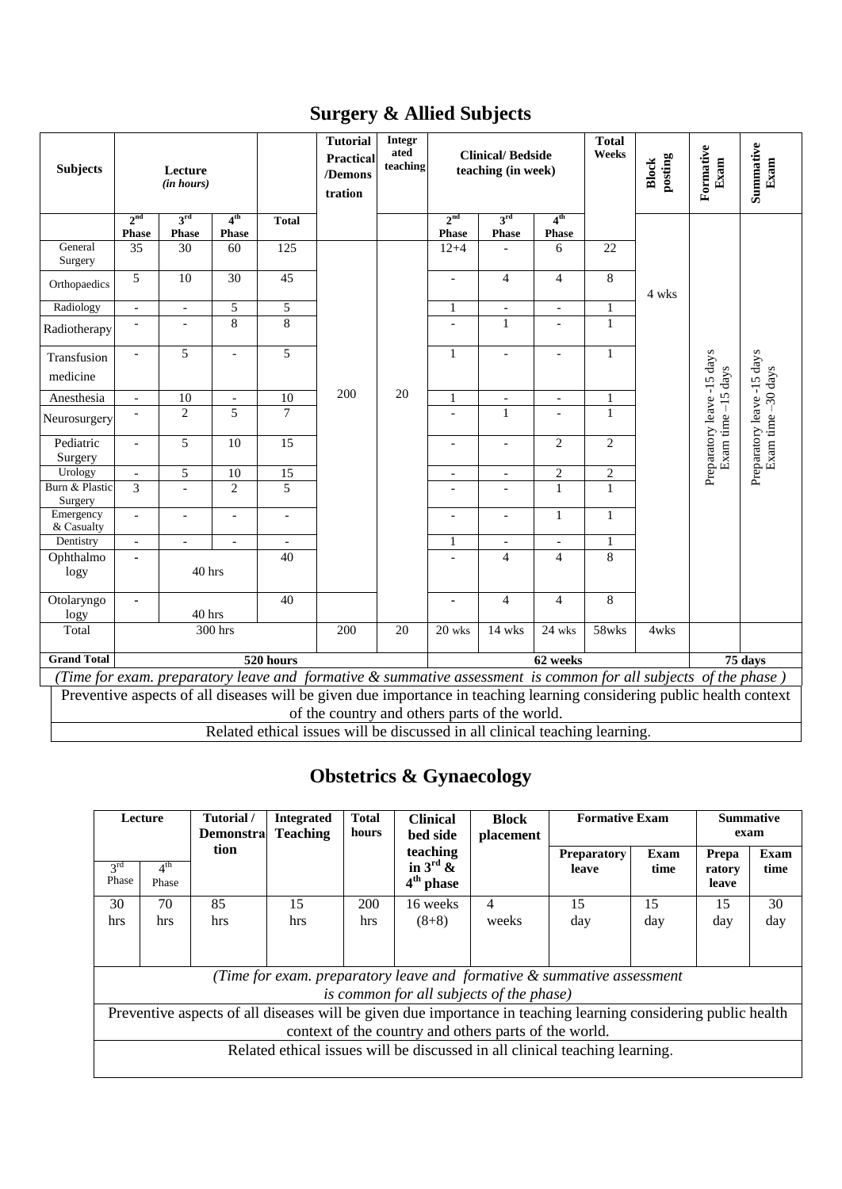## Surgery & Allied Subjects

| Subjects | Lecture (in hours) | | | | Tutorial Practical /Demonstration | Integrated teaching | Clinical/ Bedside teaching (in week) | | | Total Weeks | Block posting | Formative Exam | Summative Exam |
|---|---|---|---|---|---|---|---|---|---|---|---|---|---|
| | 2nd Phase | 3rd Phase | 4th Phase | Total | | | 2nd Phase | 3rd Phase | 4th Phase | | | | |
| General Surgery | 35 | 30 | 60 | 125 | 200 | 20 | 12+4 | - | 6 | 22 | 4 wks | Preparatory leave -15 days Exam time –15 days | Preparatory leave -15 days Exam time –30 days |
| Orthopaedics | 5 | 10 | 30 | 45 | | | - | 4 | 4 | 8 | | | |
| Radiology | - | - | 5 | 5 | | | 1 | - | - | 1 | | | |
| Radiotherapy | - | - | 8 | 8 | | | - | 1 | - | 1 | | | |
| Transfusion medicine | - | 5 | - | 5 | | | 1 | - | - | 1 | | | |
| Anesthesia | - | 10 | - | 10 | | | 1 | - | - | 1 | | | |
| Neurosurgery | - | 2 | 5 | 7 | | | - | 1 | - | 1 | | | |
| Pediatric Surgery | - | 5 | 10 | 15 | | | - | - | 2 | 2 | | | |
| Urology | - | 5 | 10 | 15 | | | - | - | 2 | 2 | | | |
| Burn & Plastic Surgery | 3 | - | 2 | 5 | | | - | - | 1 | 1 | | | |
| Emergency & Casualty | - | - | - | - | | | - | - | 1 | 1 | | | |
| Dentistry | - | - | - | - | | | 1 | - | - | 1 | | | |
| Ophthalmology | - | 40 hrs | | 40 | | | - | 4 | 4 | 8 | | | |
| Otolaryngology | - | 40 hrs | | 40 | | | - | 4 | 4 | 8 | | | |
| Total | 300 hrs | | | | 200 | 20 | 20 wks | 14 wks | 24 wks | 58wks | 4wks | | |
| Grand Total | 520 hours | | | | | | 62 weeks | | | | | 75 days | |

*(Time for exam. preparatory leave and formative & summative assessment is common for all subjects of the phase )*

Preventive aspects of all diseases will be given due importance in teaching learning considering public health context of the country and others parts of the world.

Related ethical issues will be discussed in all clinical teaching learning.

## Obstetrics & Gynaecology

| Lecture | | Tutorial / Demonstration | Integrated Teaching | Total hours | Clinical bed side teaching in 3rd & 4th phase | Block placement | Formative Exam | | Summative exam | |
|---|---|---|---|---|---|---|---|---|---|---|
| 3rd Phase | 4th Phase | | | | | | Preparatory leave | Exam time | Preparatory leave | Exam time |
| 30 hrs | 70 hrs | 85 hrs | 15 hrs | 200 hrs | 16 weeks (8+8) | 4 weeks | 15 day | 15 day | 15 day | 30 day |

*(Time for exam. preparatory leave and formative & summative assessment is common for all subjects of the phase)*

Preventive aspects of all diseases will be given due importance in teaching learning considering public health context of the country and others parts of the world.

Related ethical issues will be discussed in all clinical teaching learning.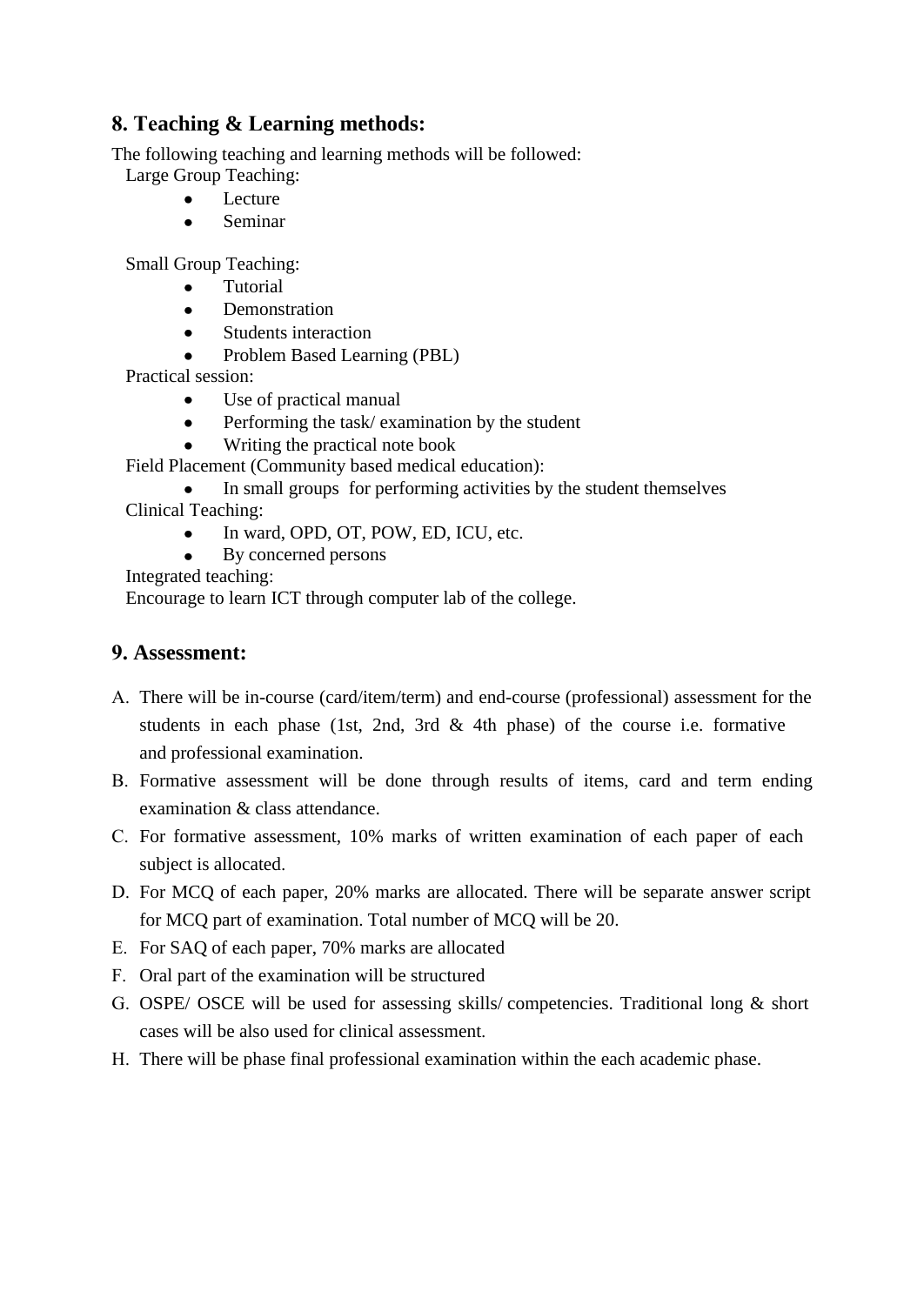## 8. Teaching & Learning methods:

The following teaching and learning methods will be followed:

Large Group Teaching:

- Lecture
- Seminar

Small Group Teaching:

- Tutorial
- Demonstration
- Students interaction
- Problem Based Learning (PBL)

Practical session:

- Use of practical manual
- Performing the task/ examination by the student
- Writing the practical note book

Field Placement (Community based medical education):

- In small groups for performing activities by the student themselves

Clinical Teaching:

- In ward, OPD, OT, POW, ED, ICU, etc.
- By concerned persons

Integrated teaching:

Encourage to learn ICT through computer lab of the college.

## 9. Assessment:

A. There will be in-course (card/item/term) and end-course (professional) assessment for the students in each phase (1st, 2nd, 3rd & 4th phase) of the course i.e. formative and professional examination.

B. Formative assessment will be done through results of items, card and term ending examination & class attendance.

C. For formative assessment, 10% marks of written examination of each paper of each subject is allocated.

D. For MCQ of each paper, 20% marks are allocated. There will be separate answer script for MCQ part of examination. Total number of MCQ will be 20.

E. For SAQ of each paper, 70% marks are allocated

F. Oral part of the examination will be structured

G. OSPE/ OSCE will be used for assessing skills/ competencies. Traditional long & short cases will be also used for clinical assessment.

H. There will be phase final professional examination within the each academic phase.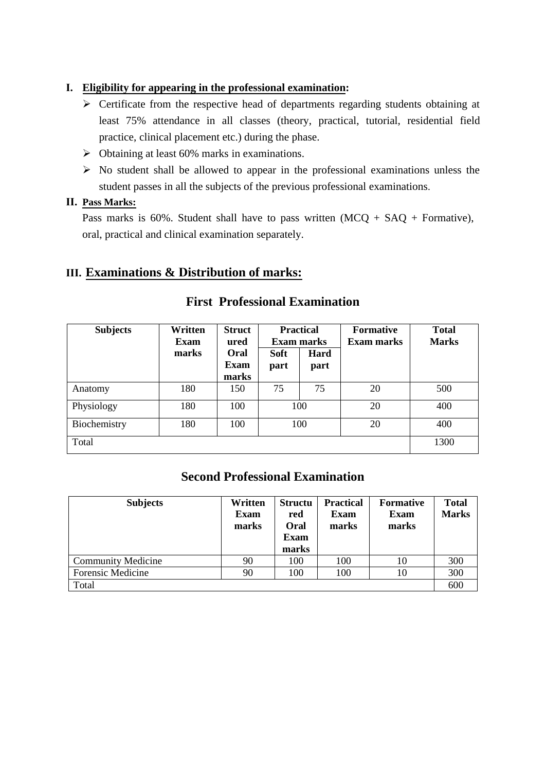## I. Eligibility for appearing in the professional examination:

- Certificate from the respective head of departments regarding students obtaining at least 75% attendance in all classes (theory, practical, tutorial, residential field practice, clinical placement etc.) during the phase.
- Obtaining at least 60% marks in examinations.
- No student shall be allowed to appear in the professional examinations unless the student passes in all the subjects of the previous professional examinations.

## II. Pass Marks:

Pass marks is 60%. Student shall have to pass written (MCQ + SAQ + Formative), oral, practical and clinical examination separately.

## III. Examinations & Distribution of marks:

### First Professional Examination

| Subjects | Written Exam marks | Structured Oral Exam marks | Practical Exam marks | | Formative Exam marks | Total Marks |
|---|---|---|---|---|---|---|
| | | | Soft part | Hard part | | |
| Anatomy | 180 | 150 | 75 | 75 | 20 | 500 |
| Physiology | 180 | 100 | 100 | | 20 | 400 |
| Biochemistry | 180 | 100 | 100 | | 20 | 400 |
| Total | | | | | | 1300 |

### Second Professional Examination

| Subjects | Written Exam marks | Structured Oral Exam marks | Practical Exam marks | Formative Exam marks | Total Marks |
|---|---|---|---|---|---|
| Community Medicine | 90 | 100 | 100 | 10 | 300 |
| Forensic Medicine | 90 | 100 | 100 | 10 | 300 |
| Total | | | | | 600 |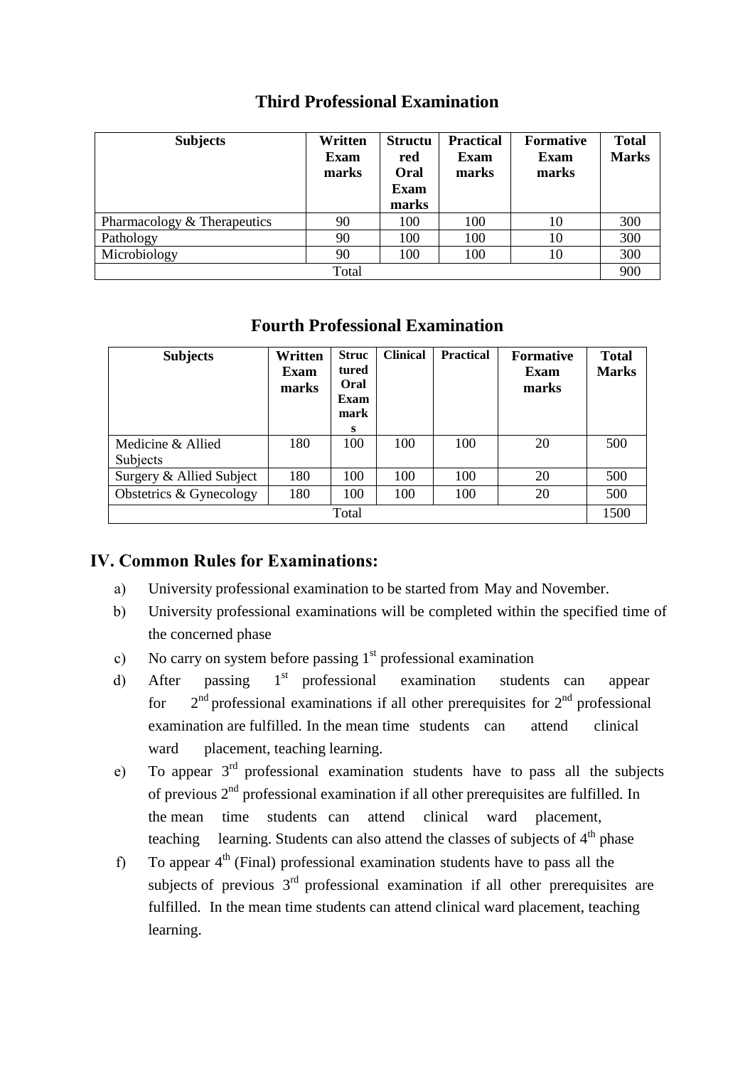## Third Professional Examination

| Subjects | Written Exam marks | Structured Oral Exam marks | Practical Exam marks | Formative Exam marks | Total Marks |
|---|---|---|---|---|---|
| Pharmacology & Therapeutics | 90 | 100 | 100 | 10 | 300 |
| Pathology | 90 | 100 | 100 | 10 | 300 |
| Microbiology | 90 | 100 | 100 | 10 | 300 |
| Total | | | | | 900 |

## Fourth Professional Examination

| Subjects | Written Exam marks | Structured Oral Exam marks | Clinical | Practical | Formative Exam marks | Total Marks |
|---|---|---|---|---|---|---|
| Medicine & Allied Subjects | 180 | 100 | 100 | 100 | 20 | 500 |
| Surgery & Allied Subject | 180 | 100 | 100 | 100 | 20 | 500 |
| Obstetrics & Gynecology | 180 | 100 | 100 | 100 | 20 | 500 |
| Total | | | | | | 1500 |

## IV. Common Rules for Examinations:

a) University professional examination to be started from May and November.

b) University professional examinations will be completed within the specified time of the concerned phase

c) No carry on system before passing 1st professional examination

d) After passing 1st professional examination students can appear for 2nd professional examinations if all other prerequisites for 2nd professional examination are fulfilled. In the mean time students can attend clinical ward placement, teaching learning.

e) To appear 3rd professional examination students have to pass all the subjects of previous 2nd professional examination if all other prerequisites are fulfilled. In the mean time students can attend clinical ward placement, teaching learning. Students can also attend the classes of subjects of 4th phase

f) To appear 4th (Final) professional examination students have to pass all the subjects of previous 3rd professional examination if all other prerequisites are fulfilled. In the mean time students can attend clinical ward placement, teaching learning.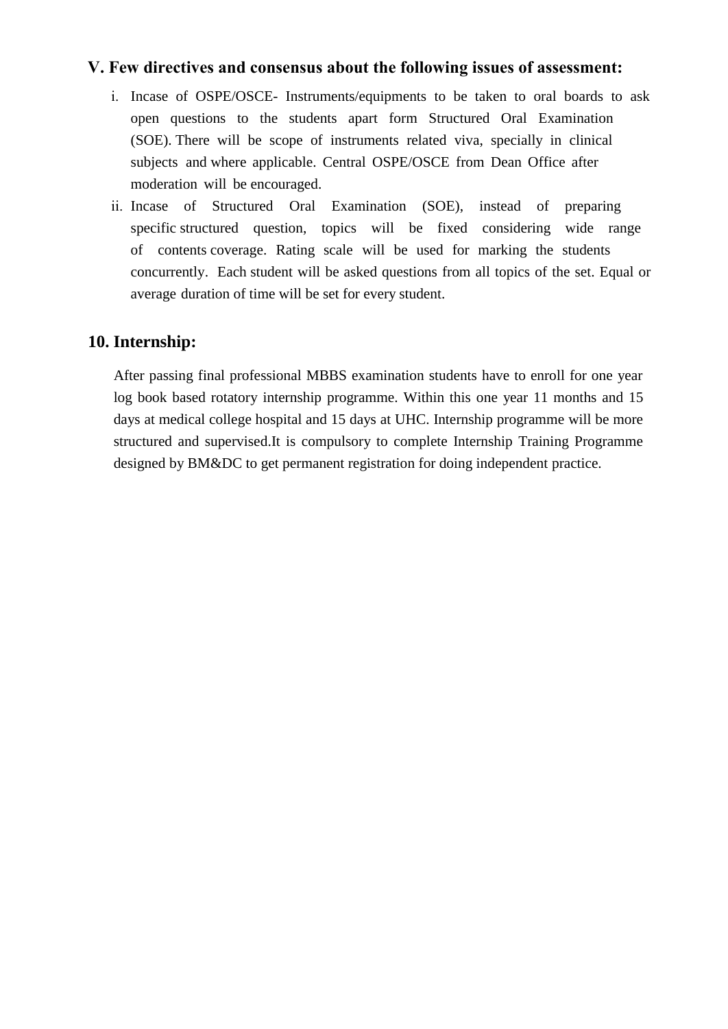### V. Few directives and consensus about the following issues of assessment:

i. Incase of OSPE/OSCE- Instruments/equipments to be taken to oral boards to ask open questions to the students apart form Structured Oral Examination (SOE). There will be scope of instruments related viva, specially in clinical subjects and where applicable. Central OSPE/OSCE from Dean Office after moderation will be encouraged.

ii. Incase of Structured Oral Examination (SOE), instead of preparing specific structured question, topics will be fixed considering wide range of contents coverage. Rating scale will be used for marking the students concurrently. Each student will be asked questions from all topics of the set. Equal or average duration of time will be set for every student.

## 10. Internship:

After passing final professional MBBS examination students have to enroll for one year log book based rotatory internship programme. Within this one year 11 months and 15 days at medical college hospital and 15 days at UHC. Internship programme will be more structured and supervised.It is compulsory to complete Internship Training Programme designed by BM&DC to get permanent registration for doing independent practice.